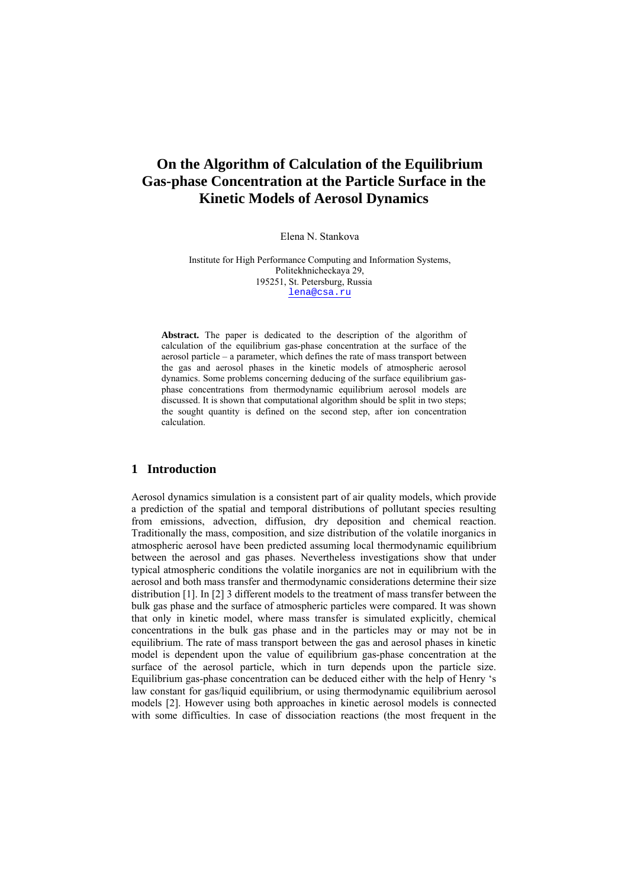# On the Algorithm of Calculation of the Equilibrium Gas-phase Concentration at the Particle Surface in the Kinetic Models of Aerosol Dynamics

Elena N. Stankova

Institute for High Performance Computing and Information Systems,
Politekhnicheckaya 29,
195251, St. Petersburg, Russia
lena@csa.ru

**Abstract.** The paper is dedicated to the description of the algorithm of calculation of the equilibrium gas-phase concentration at the surface of the aerosol particle – a parameter, which defines the rate of mass transport between the gas and aerosol phases in the kinetic models of atmospheric aerosol dynamics. Some problems concerning deducing of the surface equilibrium gas-phase concentrations from thermodynamic equilibrium aerosol models are discussed. It is shown that computational algorithm should be split in two steps; the sought quantity is defined on the second step, after ion concentration calculation.

## 1 Introduction

Aerosol dynamics simulation is a consistent part of air quality models, which provide a prediction of the spatial and temporal distributions of pollutant species resulting from emissions, advection, diffusion, dry deposition and chemical reaction. Traditionally the mass, composition, and size distribution of the volatile inorganics in atmospheric aerosol have been predicted assuming local thermodynamic equilibrium between the aerosol and gas phases. Nevertheless investigations show that under typical atmospheric conditions the volatile inorganics are not in equilibrium with the aerosol and both mass transfer and thermodynamic considerations determine their size distribution [1]. In [2] 3 different models to the treatment of mass transfer between the bulk gas phase and the surface of atmospheric particles were compared. It was shown that only in kinetic model, where mass transfer is simulated explicitly, chemical concentrations in the bulk gas phase and in the particles may or may not be in equilibrium. The rate of mass transport between the gas and aerosol phases in kinetic model is dependent upon the value of equilibrium gas-phase concentration at the surface of the aerosol particle, which in turn depends upon the particle size. Equilibrium gas-phase concentration can be deduced either with the help of Henry 's law constant for gas/liquid equilibrium, or using thermodynamic equilibrium aerosol models [2]. However using both approaches in kinetic aerosol models is connected with some difficulties. In case of dissociation reactions (the most frequent in the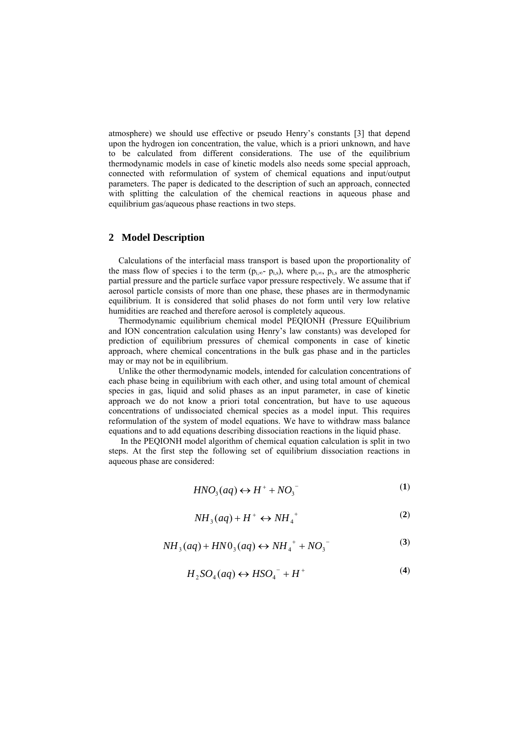atmosphere) we should use effective or pseudo Henry's constants [3] that depend upon the hydrogen ion concentration, the value, which is a priori unknown, and have to be calculated from different considerations. The use of the equilibrium thermodynamic models in case of kinetic models also needs some special approach, connected with reformulation of system of chemical equations and input/output parameters. The paper is dedicated to the description of such an approach, connected with splitting the calculation of the chemical reactions in aqueous phase and equilibrium gas/aqueous phase reactions in two steps.

## 2 Model Description

Calculations of the interfacial mass transport is based upon the proportionality of the mass flow of species i to the term ($p_{i,\infty}$- $p_{i,s}$), where $p_{i,\infty}$, $p_{i,s}$ are the atmospheric partial pressure and the particle surface vapor pressure respectively. We assume that if aerosol particle consists of more than one phase, these phases are in thermodynamic equilibrium. It is considered that solid phases do not form until very low relative humidities are reached and therefore aerosol is completely aqueous.

Thermodynamic equilibrium chemical model PEQIONH (Pressure EQuilibrium and ION concentration calculation using Henry's law constants) was developed for prediction of equilibrium pressures of chemical components in case of kinetic approach, where chemical concentrations in the bulk gas phase and in the particles may or may not be in equilibrium.

Unlike the other thermodynamic models, intended for calculation concentrations of each phase being in equilibrium with each other, and using total amount of chemical species in gas, liquid and solid phases as an input parameter, in case of kinetic approach we do not know a priori total concentration, but have to use aqueous concentrations of undissociated chemical species as a model input. This requires reformulation of the system of model equations. We have to withdraw mass balance equations and to add equations describing dissociation reactions in the liquid phase.

In the PEQIONH model algorithm of chemical equation calculation is split in two steps. At the first step the following set of equilibrium dissociation reactions in aqueous phase are considered:

$$HNO_3(aq) \leftrightarrow H^+ + NO_3^- \tag{1}$$

$$NH_3(aq) + H^+ \leftrightarrow NH_4^+ \tag{2}$$

$$NH_3(aq) + HN0_3(aq) \leftrightarrow NH_4^+ + NO_3^- \tag{3}$$

$$H_2SO_4(aq) \leftrightarrow HSO_4^- + H^+ \tag{4}$$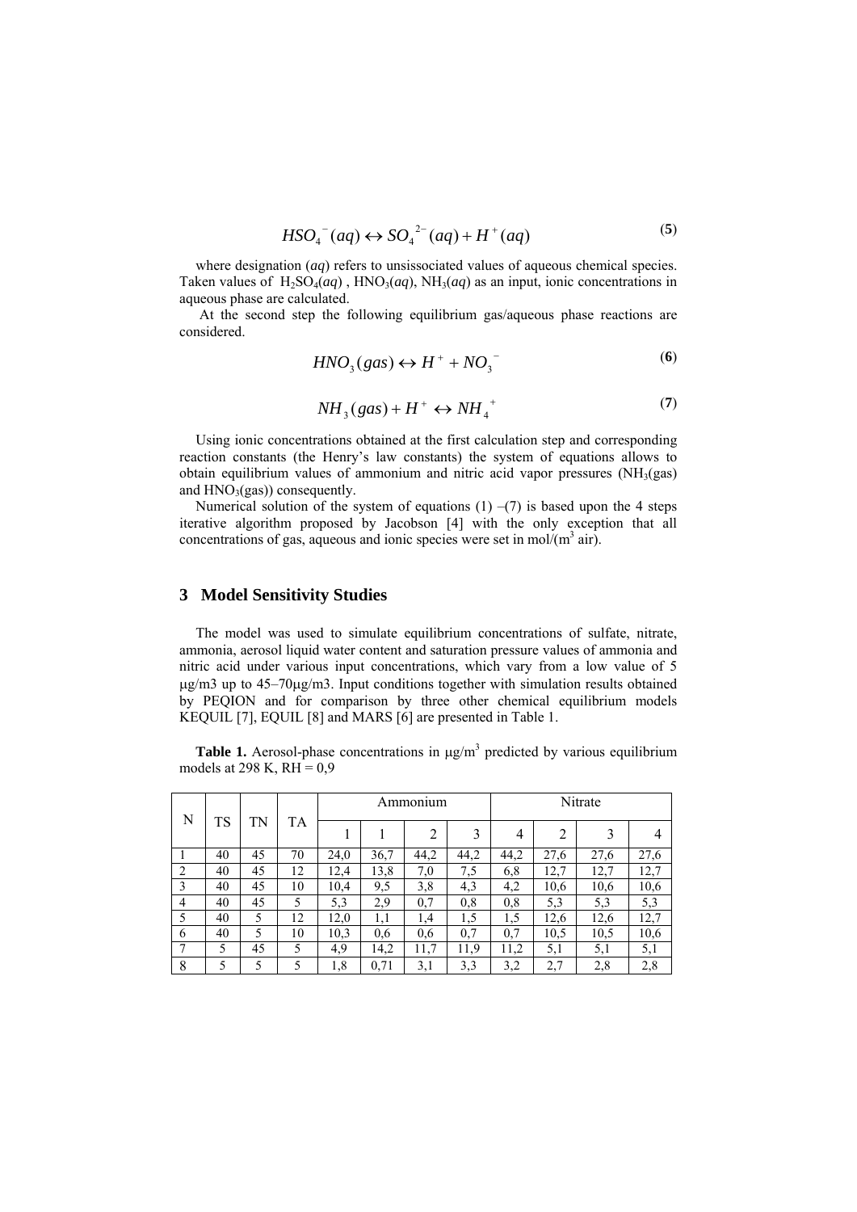$$HSO_4^{\ -}(aq) \leftrightarrow SO_4^{\ 2-}(aq) + H^+(aq) \tag{5}$$

where designation (*aq*) refers to unsissociated values of aqueous chemical species. Taken values of $H_2SO_4(aq)$ , $HNO_3(aq)$, $NH_3(aq)$ as an input, ionic concentrations in aqueous phase are calculated.

At the second step the following equilibrium gas/aqueous phase reactions are considered.

$$HNO_3(gas) \leftrightarrow H^+ + NO_3^{\ -} \tag{6}$$

$$NH_3(gas) + H^+ \leftrightarrow NH_4^{\ +} \tag{7}$$

Using ionic concentrations obtained at the first calculation step and corresponding reaction constants (the Henry's law constants) the system of equations allows to obtain equilibrium values of ammonium and nitric acid vapor pressures ($NH_3$(gas) and $HNO_3$(gas)) consequently.

Numerical solution of the system of equations (1) –(7) is based upon the 4 steps iterative algorithm proposed by Jacobson [4] with the only exception that all concentrations of gas, aqueous and ionic species were set in mol/($m^3$ air).

## 3 Model Sensitivity Studies

The model was used to simulate equilibrium concentrations of sulfate, nitrate, ammonia, aerosol liquid water content and saturation pressure values of ammonia and nitric acid under various input concentrations, which vary from a low value of 5 μg/m3 up to 45–70μg/m3. Input conditions together with simulation results obtained by PEQION and for comparison by three other chemical equilibrium models KEQUIL [7], EQUIL [8] and MARS [6] are presented in Table 1.

**Table 1.** Aerosol-phase concentrations in μg/$m^3$ predicted by various equilibrium models at 298 K, RH = 0,9

| N | TS | TN | TA | Ammonium | | | | Nitrate | | | |
|---|---|---|---|---|---|---|---|---|---|---|---|
| | | | | 1 | 1 | 2 | 3 | 4 | 2 | 3 | 4 |
| 1 | 40 | 45 | 70 | 24,0 | 36,7 | 44,2 | 44,2 | 44,2 | 27,6 | 27,6 | 27,6 |
| 2 | 40 | 45 | 12 | 12,4 | 13,8 | 7,0 | 7,5 | 6,8 | 12,7 | 12,7 | 12,7 |
| 3 | 40 | 45 | 10 | 10,4 | 9,5 | 3,8 | 4,3 | 4,2 | 10,6 | 10,6 | 10,6 |
| 4 | 40 | 45 | 5 | 5,3 | 2,9 | 0,7 | 0,8 | 0,8 | 5,3 | 5,3 | 5,3 |
| 5 | 40 | 5 | 12 | 12,0 | 1,1 | 1,4 | 1,5 | 1,5 | 12,6 | 12,6 | 12,7 |
| 6 | 40 | 5 | 10 | 10,3 | 0,6 | 0,6 | 0,7 | 0,7 | 10,5 | 10,5 | 10,6 |
| 7 | 5 | 45 | 5 | 4,9 | 14,2 | 11,7 | 11,9 | 11,2 | 5,1 | 5,1 | 5,1 |
| 8 | 5 | 5 | 5 | 1,8 | 0,71 | 3,1 | 3,3 | 3,2 | 2,7 | 2,8 | 2,8 |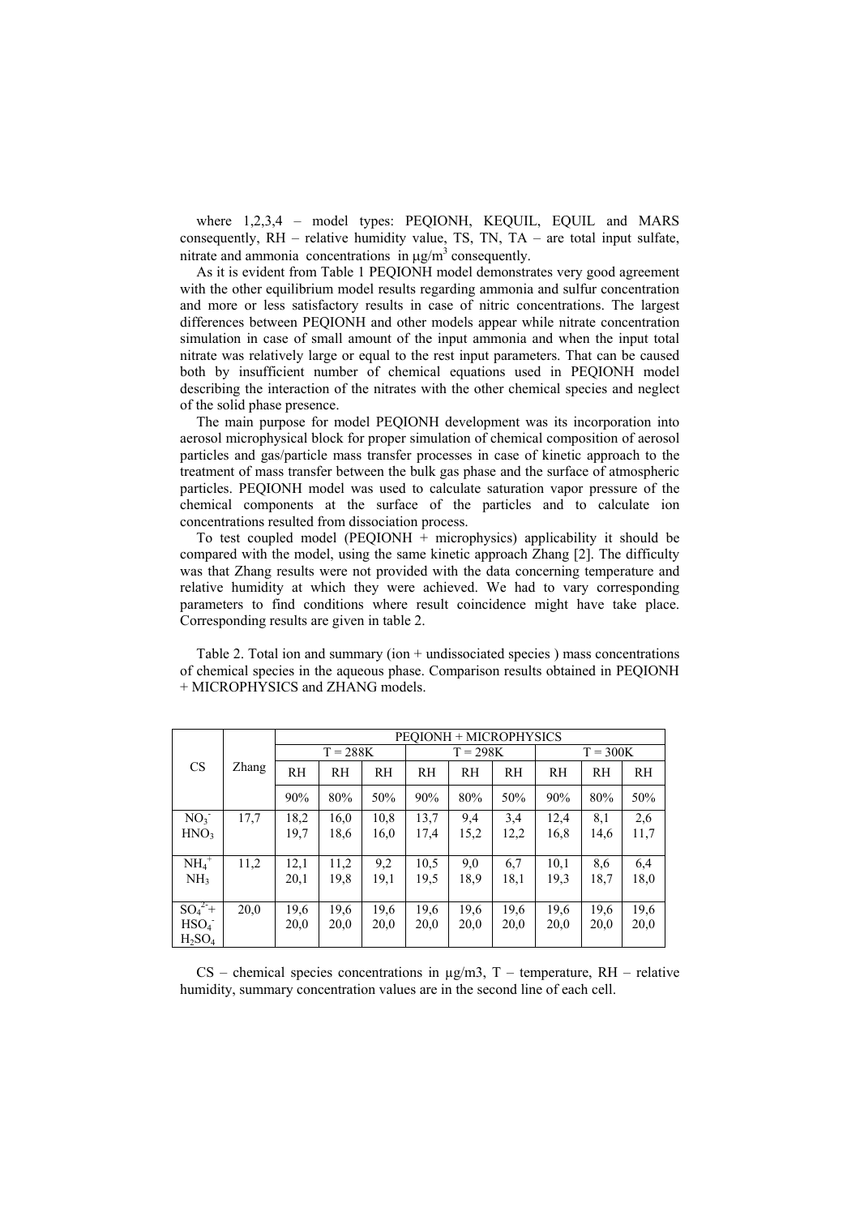where 1,2,3,4 – model types: PEQIONH, KEQUIL, EQUIL and MARS consequently, RH – relative humidity value, TS, TN, TA – are total input sulfate, nitrate and ammonia concentrations in $\mu g/m^3$ consequently.

As it is evident from Table 1 PEQIONH model demonstrates very good agreement with the other equilibrium model results regarding ammonia and sulfur concentration and more or less satisfactory results in case of nitric concentrations. The largest differences between PEQIONH and other models appear while nitrate concentration simulation in case of small amount of the input ammonia and when the input total nitrate was relatively large or equal to the rest input parameters. That can be caused both by insufficient number of chemical equations used in PEQIONH model describing the interaction of the nitrates with the other chemical species and neglect of the solid phase presence.

The main purpose for model PEQIONH development was its incorporation into aerosol microphysical block for proper simulation of chemical composition of aerosol particles and gas/particle mass transfer processes in case of kinetic approach to the treatment of mass transfer between the bulk gas phase and the surface of atmospheric particles. PEQIONH model was used to calculate saturation vapor pressure of the chemical components at the surface of the particles and to calculate ion concentrations resulted from dissociation process.

To test coupled model (PEQIONH + microphysics) applicability it should be compared with the model, using the same kinetic approach Zhang [2]. The difficulty was that Zhang results were not provided with the data concerning temperature and relative humidity at which they were achieved. We had to vary corresponding parameters to find conditions where result coincidence might have take place. Corresponding results are given in table 2.

Table 2. Total ion and summary (ion + undissociated species ) mass concentrations of chemical species in the aqueous phase. Comparison results obtained in PEQIONH + MICROPHYSICS and ZHANG models.

| CS | Zhang | PEQIONH + MICROPHYSICS | | | | | | | | |
|---|---|---|---|---|---|---|---|---|---|---|
| | | T = 288K | | | T = 298K | | | T = 300K | | |
| | | RH 90% | RH 80% | RH 50% | RH 90% | RH 80% | RH 50% | RH 90% | RH 80% | RH 50% |
| $NO_3^-$ <br> $HNO_3$ | 17,7 | 18,2 <br> 19,7 | 16,0 <br> 18,6 | 10,8 <br> 16,0 | 13,7 <br> 17,4 | 9,4 <br> 15,2 | 3,4 <br> 12,2 | 12,4 <br> 16,8 | 8,1 <br> 14,6 | 2,6 <br> 11,7 |
| $NH_4^+$ <br> $NH_3$ | 11,2 | 12,1 <br> 20,1 | 11,2 <br> 19,8 | 9,2 <br> 19,1 | 10,5 <br> 19,5 | 9,0 <br> 18,9 | 6,7 <br> 18,1 | 10,1 <br> 19,3 | 8,6 <br> 18,7 | 6,4 <br> 18,0 |
| $SO_4^{2-}$+ <br> $HSO_4^-$ <br> $H_2SO_4$ | 20,0 | 19,6 <br> 20,0 | 19,6 <br> 20,0 | 19,6 <br> 20,0 | 19,6 <br> 20,0 | 19,6 <br> 20,0 | 19,6 <br> 20,0 | 19,6 <br> 20,0 | 19,6 <br> 20,0 | 19,6 <br> 20,0 |

CS – chemical species concentrations in µg/m3, T – temperature, RH – relative humidity, summary concentration values are in the second line of each cell.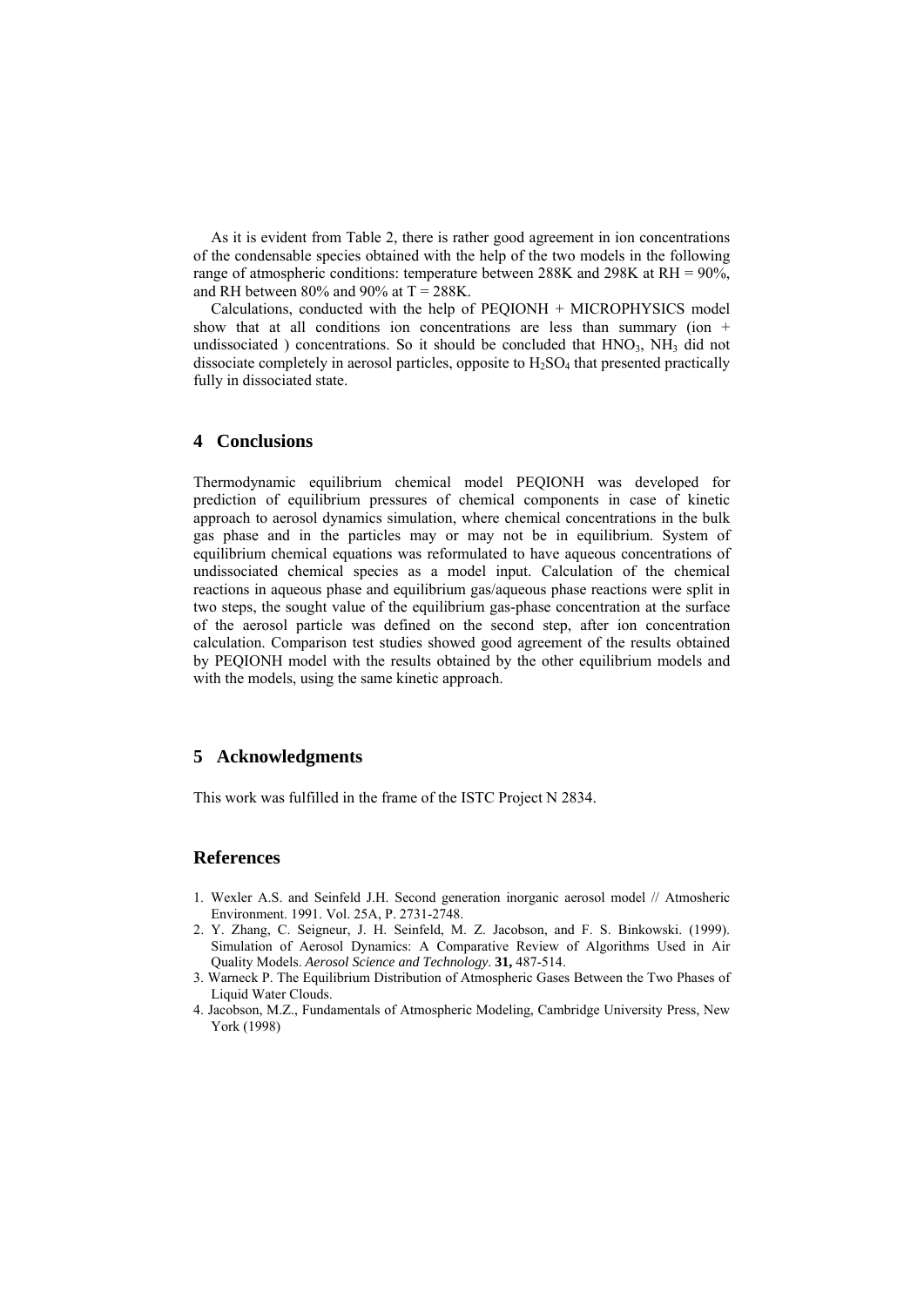As it is evident from Table 2, there is rather good agreement in ion concentrations of the condensable species obtained with the help of the two models in the following range of atmospheric conditions: temperature between 288K and 298K at RH = 90%, and RH between 80% and 90% at T = 288K.

Calculations, conducted with the help of PEQIONH + MICROPHYSICS model show that at all conditions ion concentrations are less than summary (ion + undissociated ) concentrations. So it should be concluded that $HNO_3$, $NH_3$ did not dissociate completely in aerosol particles, opposite to $H_2SO_4$ that presented practically fully in dissociated state.

## 4 Conclusions

Thermodynamic equilibrium chemical model PEQIONH was developed for prediction of equilibrium pressures of chemical components in case of kinetic approach to aerosol dynamics simulation, where chemical concentrations in the bulk gas phase and in the particles may or may not be in equilibrium. System of equilibrium chemical equations was reformulated to have aqueous concentrations of undissociated chemical species as a model input. Calculation of the chemical reactions in aqueous phase and equilibrium gas/aqueous phase reactions were split in two steps, the sought value of the equilibrium gas-phase concentration at the surface of the aerosol particle was defined on the second step, after ion concentration calculation. Comparison test studies showed good agreement of the results obtained by PEQIONH model with the results obtained by the other equilibrium models and with the models, using the same kinetic approach.

## 5 Acknowledgments

This work was fulfilled in the frame of the ISTC Project N 2834.

## References

1. Wexler A.S. and Seinfeld J.H. Second generation inorganic aerosol model // Atmosheric Environment. 1991. Vol. 25A, P. 2731-2748.
2. Y. Zhang, C. Seigneur, J. H. Seinfeld, M. Z. Jacobson, and F. S. Binkowski. (1999). Simulation of Aerosol Dynamics: A Comparative Review of Algorithms Used in Air Quality Models. *Aerosol Science and Technology*. **31,** 487-514.
3. Warneck P. The Equilibrium Distribution of Atmospheric Gases Between the Two Phases of Liquid Water Clouds.
4. Jacobson, M.Z., Fundamentals of Atmospheric Modeling, Cambridge University Press, New York (1998)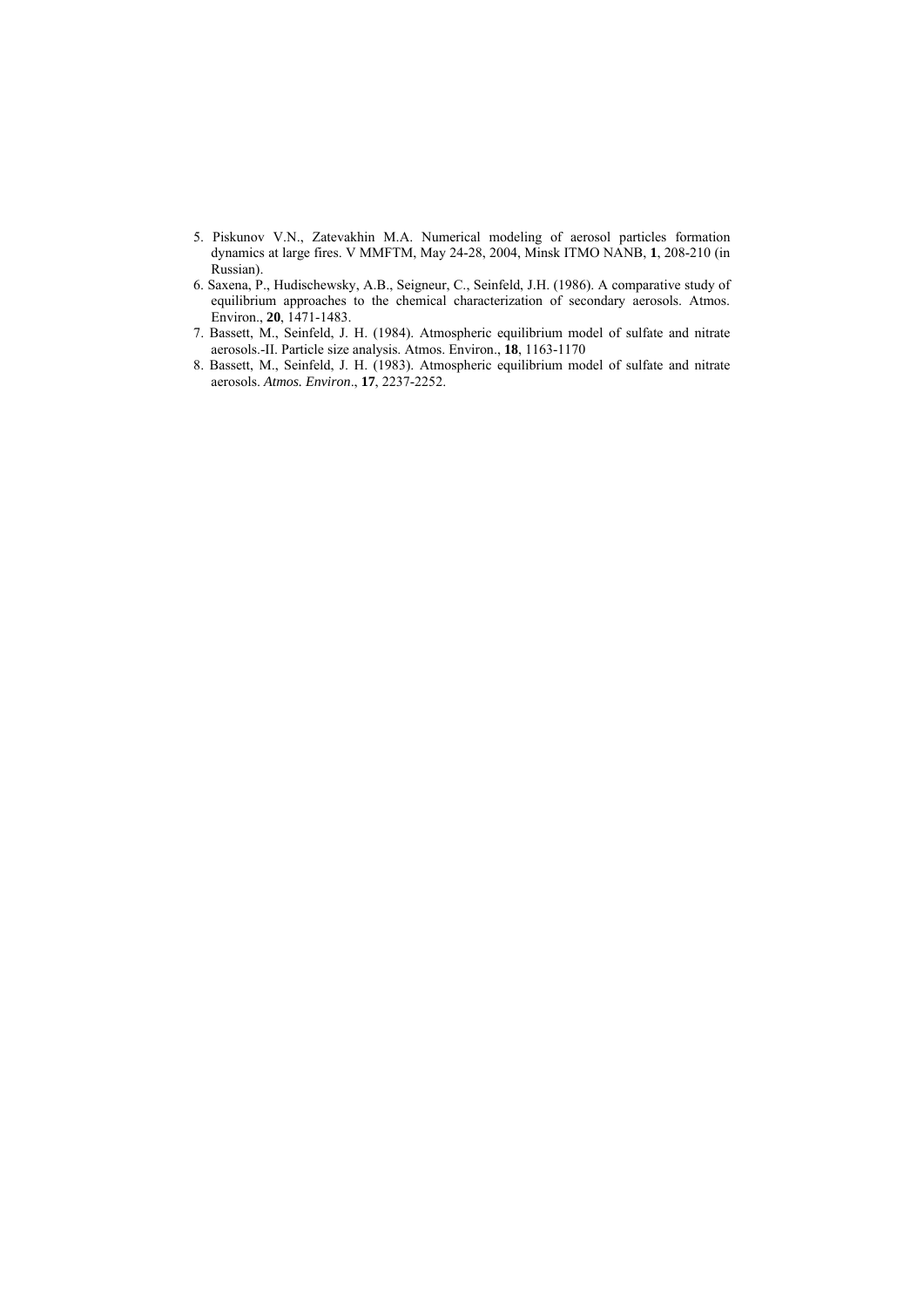5. Piskunov V.N., Zatevakhin M.A. Numerical modeling of aerosol particles formation dynamics at large fires. V MMFTM, May 24-28, 2004, Minsk ITMO NANB, **1**, 208-210 (in Russian).
6. Saxena, P., Hudischewsky, A.B., Seigneur, C., Seinfeld, J.H. (1986). A comparative study of equilibrium approaches to the chemical characterization of secondary aerosols. Atmos. Environ., **20**, 1471-1483.
7. Bassett, M., Seinfeld, J. H. (1984). Atmospheric equilibrium model of sulfate and nitrate aerosols.-II. Particle size analysis. Atmos. Environ., **18**, 1163-1170
8. Bassett, M., Seinfeld, J. H. (1983). Atmospheric equilibrium model of sulfate and nitrate aerosols. *Atmos. Environ*., **17**, 2237-2252.